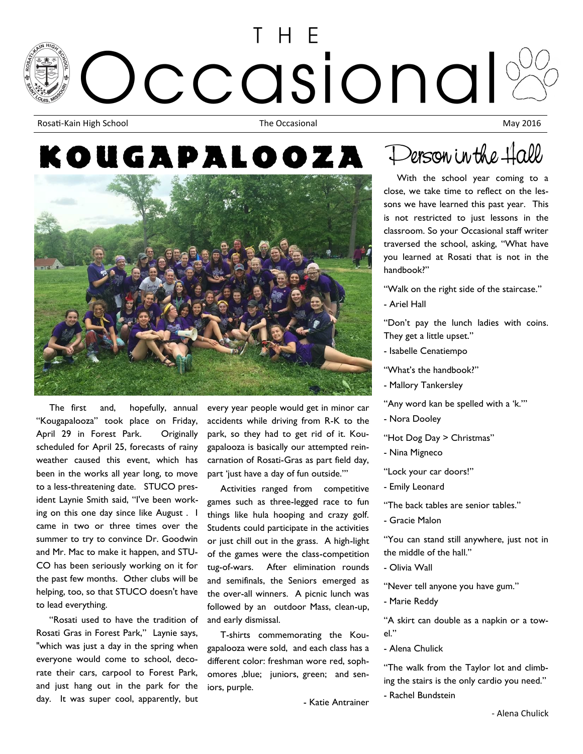# THE Occasional

Rosati-Kain High School | The Occasional | May 2016

## KOUGAPALOOZA

The first and, hopefully, annual "Kougapalooza" took place on Friday, April 29 in Forest Park. Originally scheduled for April 25, forecasts of rainy weather caused this event, which has been in the works all year long, to move to a less-threatening date. STUCO president Laynie Smith said, "I've been working on this one day since like August . I came in two or three times over the summer to try to convince Dr. Goodwin and Mr. Mac to make it happen, and STUCO has been seriously working on it for the past few months. Other clubs will be helping, too, so that STUCO doesn't have to lead everything.

"Rosati used to have the tradition of Rosati Gras in Forest Park," Laynie says, "which was just a day in the spring when everyone would come to school, decorate their cars, carpool to Forest Park, and just hang out in the park for the day. It was super cool, apparently, but every year people would get in minor car accidents while driving from R-K to the park, so they had to get rid of it. Kougapalooza is basically our attempted reincarnation of Rosati-Gras as part field day, part 'just have a day of fun outside.'"

Activities ranged from competitive games such as three-legged race to fun things like hula hooping and crazy golf. Students could participate in the activities or just chill out in the grass. A high-light of the games were the class-competition tug-of-wars. After elimination rounds and semifinals, the Seniors emerged as the over-all winners. A picnic lunch was followed by an outdoor Mass, clean-up, and early dismissal.

T-shirts commemorating the Kougapalooza were sold, and each class has a different color: freshman wore red, sophomores ,blue; juniors, green; and seniors, purple.

- Katie Antrainer

## Person in the Hall

With the school year coming to a close, we take time to reflect on the lessons we have learned this past year. This is not restricted to just lessons in the classroom. So your Occasional staff writer traversed the school, asking, "What have you learned at Rosati that is not in the handbook?"

"Walk on the right side of the staircase."
- Ariel Hall

"Don't pay the lunch ladies with coins. They get a little upset."
- Isabelle Cenatiempo

"What's the handbook?"
- Mallory Tankersley

"Any word kan be spelled with a 'k.'"
- Nora Dooley

"Hot Dog Day > Christmas"
- Nina Migneco

"Lock your car doors!"
- Emily Leonard

"The back tables are senior tables."
- Gracie Malon

"You can stand still anywhere, just not in the middle of the hall."
- Olivia Wall

"Never tell anyone you have gum."
- Marie Reddy

"A skirt can double as a napkin or a towel."
- Alena Chulick

"The walk from the Taylor lot and climbing the stairs is the only cardio you need."
- Rachel Bundstein

- Alena Chulick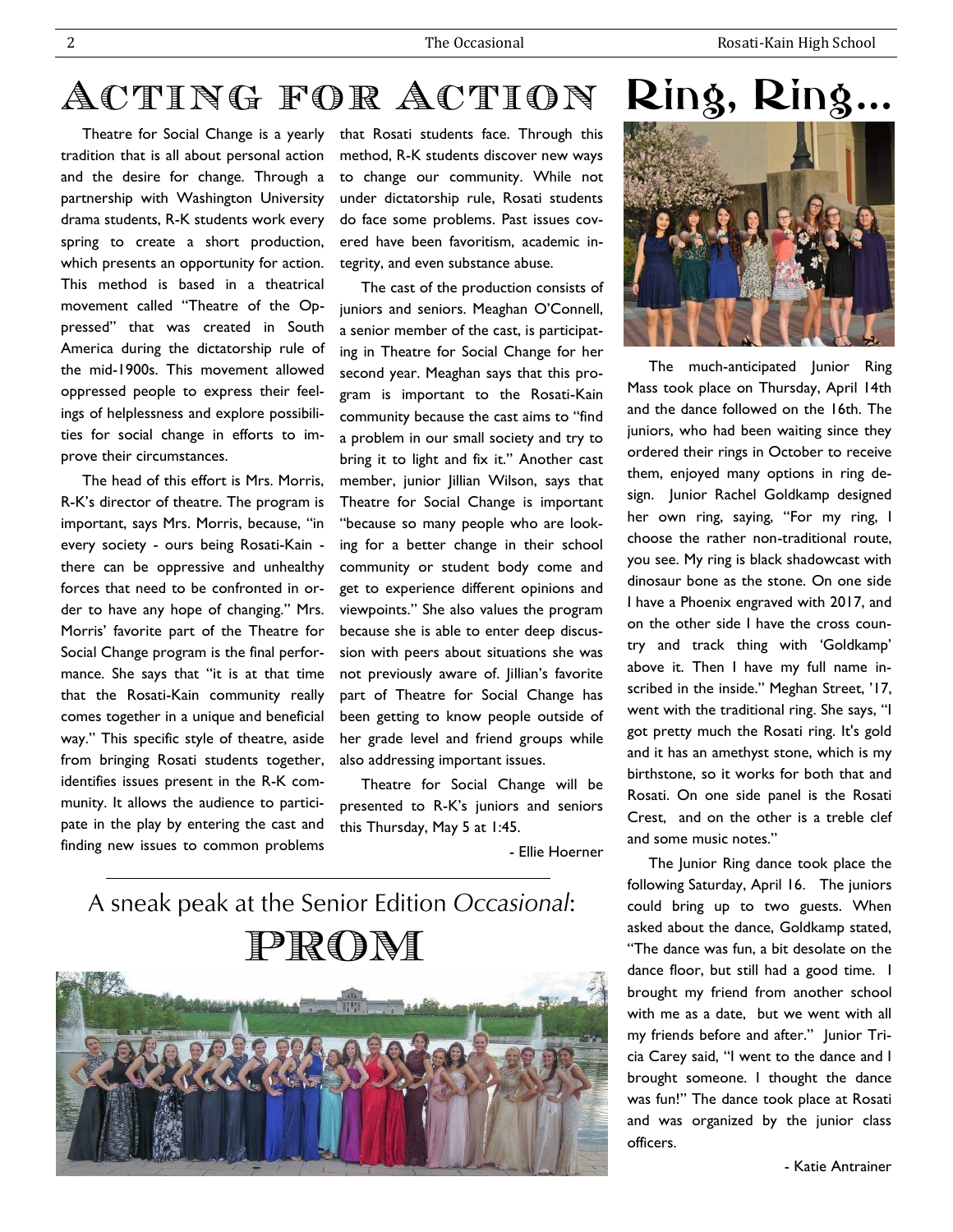# Acting for Action

Theatre for Social Change is a yearly tradition that is all about personal action and the desire for change. Through a partnership with Washington University drama students, R-K students work every spring to create a short production, which presents an opportunity for action. This method is based in a theatrical movement called "Theatre of the Oppressed" that was created in South America during the dictatorship rule of the mid-1900s. This movement allowed oppressed people to express their feelings of helplessness and explore possibilities for social change in efforts to improve their circumstances.

The head of this effort is Mrs. Morris, R-K's director of theatre. The program is important, says Mrs. Morris, because, "in every society - ours being Rosati-Kain - there can be oppressive and unhealthy forces that need to be confronted in order to have any hope of changing." Mrs. Morris' favorite part of the Theatre for Social Change program is the final performance. She says that "it is at that time that the Rosati-Kain community really comes together in a unique and beneficial way." This specific style of theatre, aside from bringing Rosati students together, identifies issues present in the R-K community. It allows the audience to participate in the play by entering the cast and finding new issues to common problems that Rosati students face. Through this method, R-K students discover new ways to change our community. While not under dictatorship rule, Rosati students do face some problems. Past issues covered have been favoritism, academic integrity, and even substance abuse.

The cast of the production consists of juniors and seniors. Meaghan O'Connell, a senior member of the cast, is participating in Theatre for Social Change for her second year. Meaghan says that this program is important to the Rosati-Kain community because the cast aims to "find a problem in our small society and try to bring it to light and fix it." Another cast member, junior Jillian Wilson, says that Theatre for Social Change is important "because so many people who are looking for a better change in their school community or student body come and get to experience different opinions and viewpoints." She also values the program because she is able to enter deep discussion with peers about situations she was not previously aware of. Jillian's favorite part of Theatre for Social Change has been getting to know people outside of her grade level and friend groups while also addressing important issues.

Theatre for Social Change will be presented to R-K's juniors and seniors this Thursday, May 5 at 1:45.

- Ellie Hoerner

## A sneak peak at the Senior Edition *Occasional*: PROM

# Ring, Ring...

The much-anticipated Junior Ring Mass took place on Thursday, April 14th and the dance followed on the 16th. The juniors, who had been waiting since they ordered their rings in October to receive them, enjoyed many options in ring design. Junior Rachel Goldkamp designed her own ring, saying, "For my ring, I choose the rather non-traditional route, you see. My ring is black shadowcast with dinosaur bone as the stone. On one side I have a Phoenix engraved with 2017, and on the other side I have the cross country and track thing with 'Goldkamp' above it. Then I have my full name inscribed in the inside." Meghan Street, '17, went with the traditional ring. She says, "I got pretty much the Rosati ring. It's gold and it has an amethyst stone, which is my birthstone, so it works for both that and Rosati. On one side panel is the Rosati Crest, and on the other is a treble clef and some music notes."

The Junior Ring dance took place the following Saturday, April 16. The juniors could bring up to two guests. When asked about the dance, Goldkamp stated, "The dance was fun, a bit desolate on the dance floor, but still had a good time. I brought my friend from another school with me as a date, but we went with all my friends before and after." Junior Tricia Carey said, "I went to the dance and I brought someone. I thought the dance was fun!" The dance took place at Rosati and was organized by the junior class officers.

- Katie Antrainer